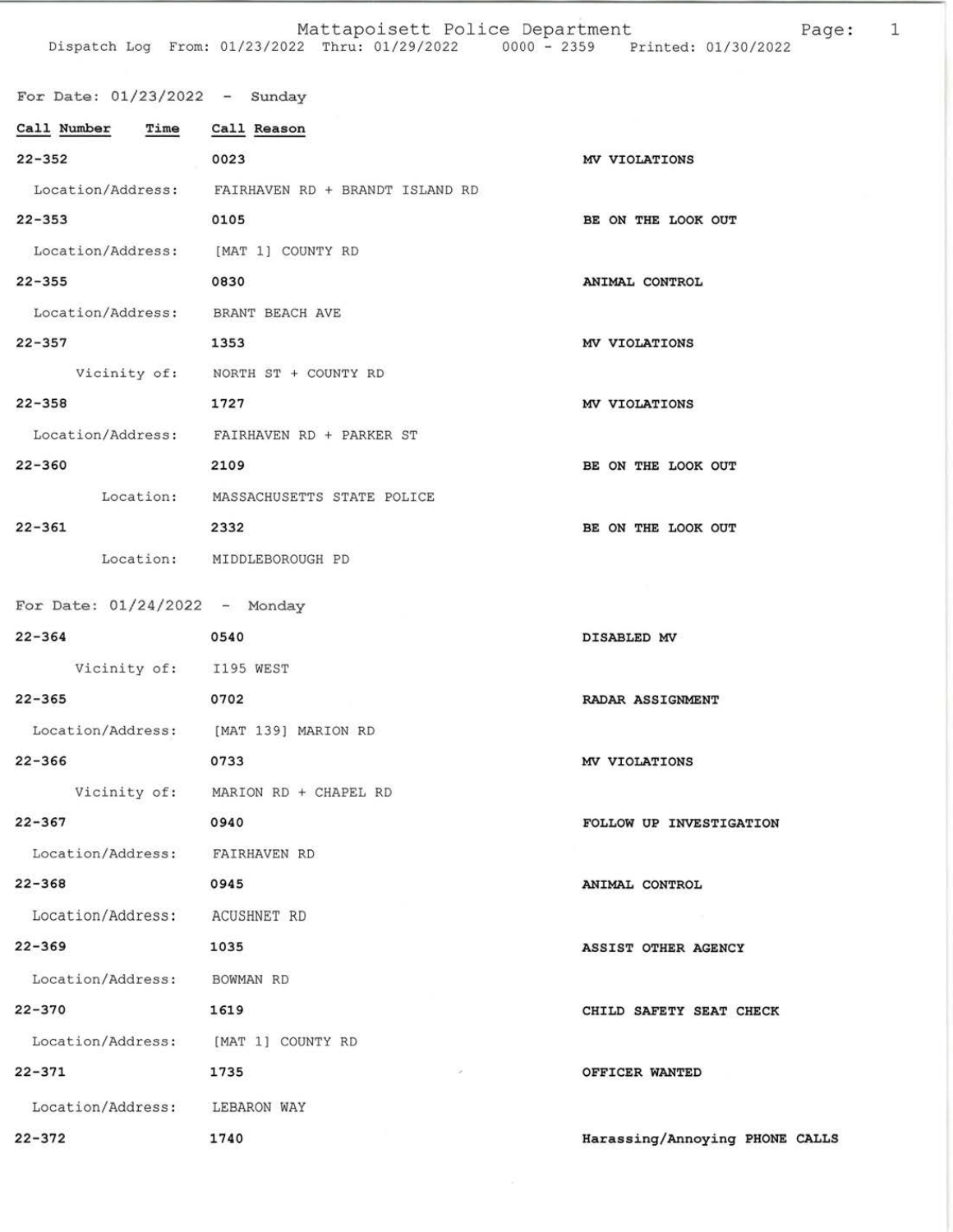# Mattapoisett Police Department

Dispatch Log From: 01/23/2022 Thru: 01/29/2022 0000 - 2359 Printed: 01/30/2022

## For Date: 01/23/2022 - Sunday

| Call Number | Time | Call Reason |
|---|---|---|
| 22-352 | 0023 | MV VIOLATIONS |
| Location/Address: | FAIRHAVEN RD + BRANDT ISLAND RD | |
| 22-353 | 0105 | BE ON THE LOOK OUT |
| Location/Address: | [MAT 1] COUNTY RD | |
| 22-355 | 0830 | ANIMAL CONTROL |
| Location/Address: | BRANT BEACH AVE | |
| 22-357 | 1353 | MV VIOLATIONS |
| Vicinity of: | NORTH ST + COUNTY RD | |
| 22-358 | 1727 | MV VIOLATIONS |
| Location/Address: | FAIRHAVEN RD + PARKER ST | |
| 22-360 | 2109 | BE ON THE LOOK OUT |
| Location: | MASSACHUSETTS STATE POLICE | |
| 22-361 | 2332 | BE ON THE LOOK OUT |
| Location: | MIDDLEBOROUGH PD | |

## For Date: 01/24/2022 - Monday

| Call Number | Time | Call Reason |
|---|---|---|
| 22-364 | 0540 | DISABLED MV |
| Vicinity of: | I195 WEST | |
| 22-365 | 0702 | RADAR ASSIGNMENT |
| Location/Address: | [MAT 139] MARION RD | |
| 22-366 | 0733 | MV VIOLATIONS |
| Vicinity of: | MARION RD + CHAPEL RD | |
| 22-367 | 0940 | FOLLOW UP INVESTIGATION |
| Location/Address: | FAIRHAVEN RD | |
| 22-368 | 0945 | ANIMAL CONTROL |
| Location/Address: | ACUSHNET RD | |
| 22-369 | 1035 | ASSIST OTHER AGENCY |
| Location/Address: | BOWMAN RD | |
| 22-370 | 1619 | CHILD SAFETY SEAT CHECK |
| Location/Address: | [MAT 1] COUNTY RD | |
| 22-371 | 1735 | OFFICER WANTED |
| Location/Address: | LEBARON WAY | |
| 22-372 | 1740 | Harassing/Annoying PHONE CALLS |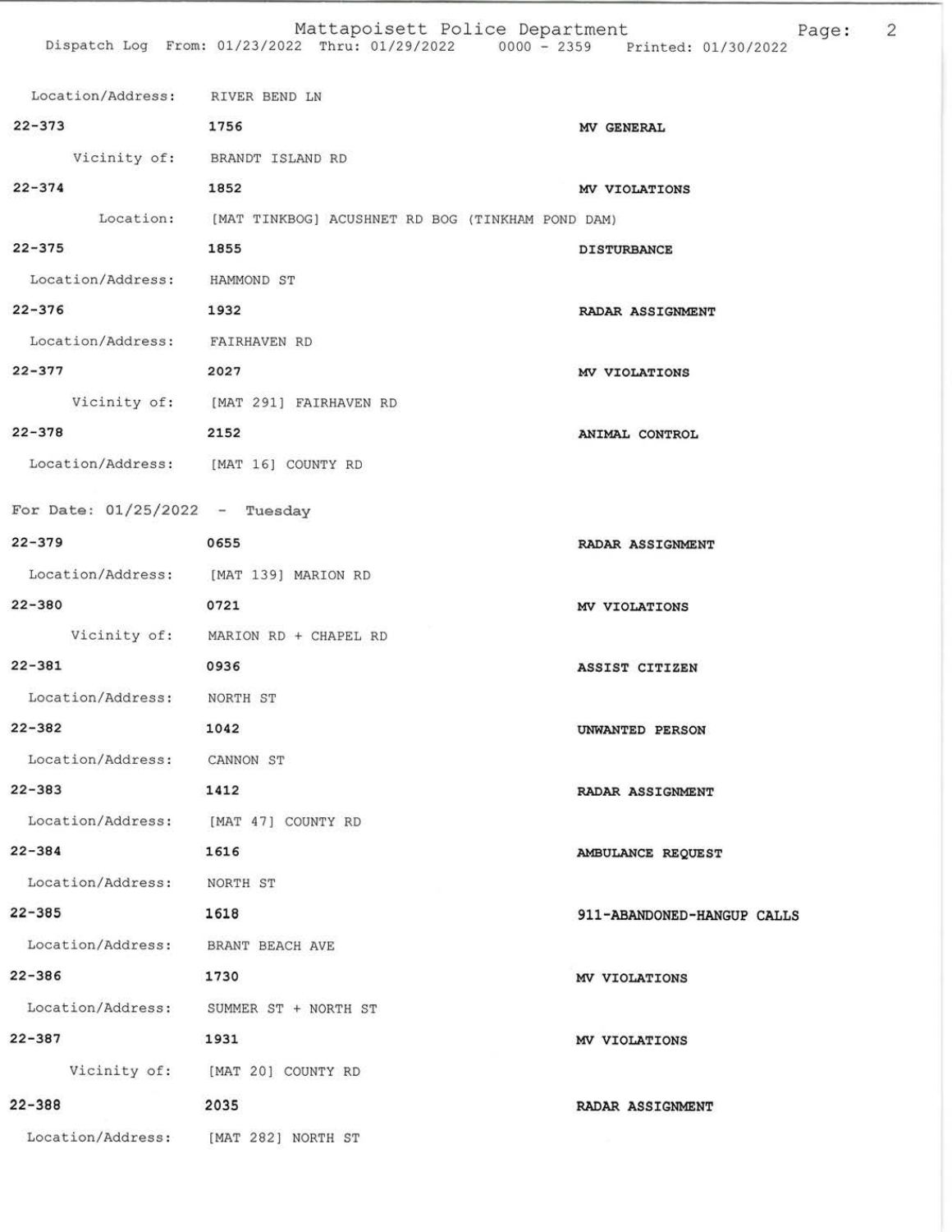Location/Address: RIVER BEND LN

| | | |
|---|---|---|
| 22-373 | 1756 | **MV GENERAL** |
| Vicinity of: | BRANDT ISLAND RD | |
| 22-374 | 1852 | **MV VIOLATIONS** |
| Location: | [MAT TINKBOG] ACUSHNET RD BOG (TINKHAM POND DAM) | |
| 22-375 | 1855 | **DISTURBANCE** |
| Location/Address: | HAMMOND ST | |
| 22-376 | 1932 | **RADAR ASSIGNMENT** |
| Location/Address: | FAIRHAVEN RD | |
| 22-377 | 2027 | **MV VIOLATIONS** |
| Vicinity of: | [MAT 291] FAIRHAVEN RD | |
| 22-378 | 2152 | **ANIMAL CONTROL** |
| Location/Address: | [MAT 16] COUNTY RD | |

For Date: 01/25/2022 - Tuesday

| | | |
|---|---|---|
| 22-379 | 0655 | **RADAR ASSIGNMENT** |
| Location/Address: | [MAT 139] MARION RD | |
| 22-380 | 0721 | **MV VIOLATIONS** |
| Vicinity of: | MARION RD + CHAPEL RD | |
| 22-381 | 0936 | **ASSIST CITIZEN** |
| Location/Address: | NORTH ST | |
| 22-382 | 1042 | **UNWANTED PERSON** |
| Location/Address: | CANNON ST | |
| 22-383 | 1412 | **RADAR ASSIGNMENT** |
| Location/Address: | [MAT 47] COUNTY RD | |
| 22-384 | 1616 | **AMBULANCE REQUEST** |
| Location/Address: | NORTH ST | |
| 22-385 | 1618 | **911-ABANDONED-HANGUP CALLS** |
| Location/Address: | BRANT BEACH AVE | |
| 22-386 | 1730 | **MV VIOLATIONS** |
| Location/Address: | SUMMER ST + NORTH ST | |
| 22-387 | 1931 | **MV VIOLATIONS** |
| Vicinity of: | [MAT 20] COUNTY RD | |
| 22-388 | 2035 | **RADAR ASSIGNMENT** |
| Location/Address: | [MAT 282] NORTH ST | |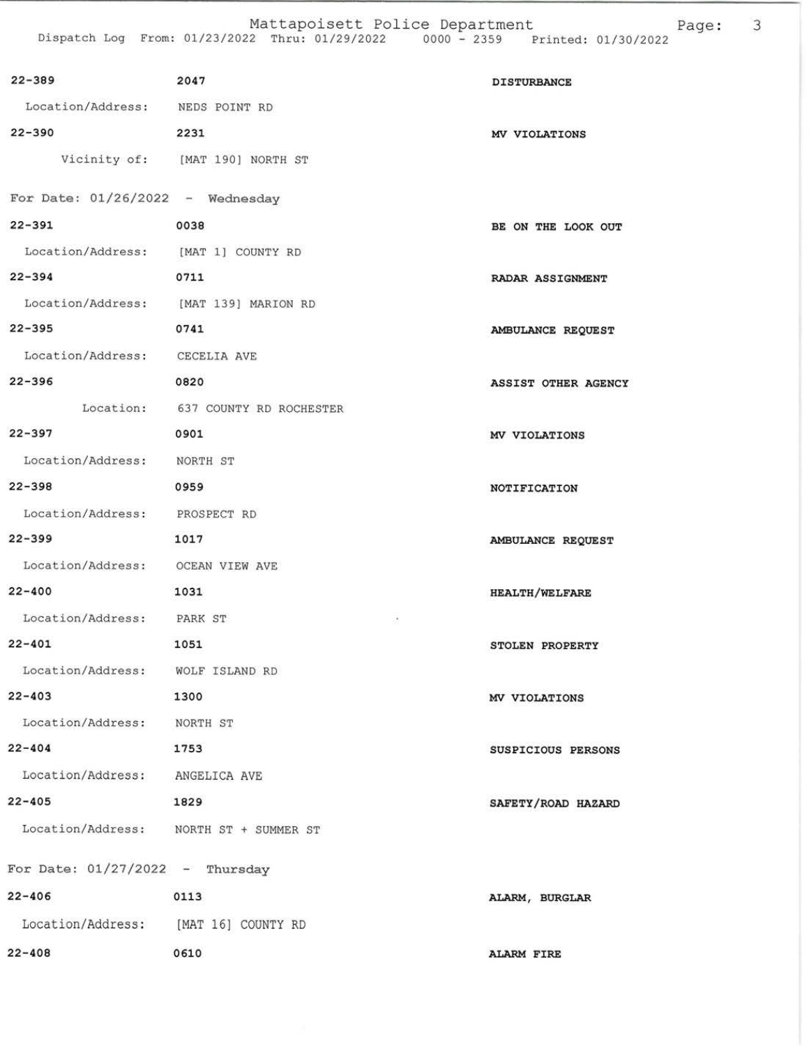| Call # | Time | Call Reason |
|---|---|---|
| 22-389 | 2047 | DISTURBANCE |
| Location/Address: NEDS POINT RD | | |
| 22-390 | 2231 | MV VIOLATIONS |
| Vicinity of: [MAT 190] NORTH ST | | |

**For Date: 01/26/2022 - Wednesday**

| Call # | Time | Call Reason |
|---|---|---|
| 22-391 | 0038 | BE ON THE LOOK OUT |
| Location/Address: [MAT 1] COUNTY RD | | |
| 22-394 | 0711 | RADAR ASSIGNMENT |
| Location/Address: [MAT 139] MARION RD | | |
| 22-395 | 0741 | AMBULANCE REQUEST |
| Location/Address: CECELIA AVE | | |
| 22-396 | 0820 | ASSIST OTHER AGENCY |
| Location: 637 COUNTY RD ROCHESTER | | |
| 22-397 | 0901 | MV VIOLATIONS |
| Location/Address: NORTH ST | | |
| 22-398 | 0959 | NOTIFICATION |
| Location/Address: PROSPECT RD | | |
| 22-399 | 1017 | AMBULANCE REQUEST |
| Location/Address: OCEAN VIEW AVE | | |
| 22-400 | 1031 | HEALTH/WELFARE |
| Location/Address: PARK ST | | |
| 22-401 | 1051 | STOLEN PROPERTY |
| Location/Address: WOLF ISLAND RD | | |
| 22-403 | 1300 | MV VIOLATIONS |
| Location/Address: NORTH ST | | |
| 22-404 | 1753 | SUSPICIOUS PERSONS |
| Location/Address: ANGELICA AVE | | |
| 22-405 | 1829 | SAFETY/ROAD HAZARD |
| Location/Address: NORTH ST + SUMMER ST | | |

**For Date: 01/27/2022 - Thursday**

| Call # | Time | Call Reason |
|---|---|---|
| 22-406 | 0113 | ALARM, BURGLAR |
| Location/Address: [MAT 16] COUNTY RD | | |
| 22-408 | 0610 | ALARM FIRE |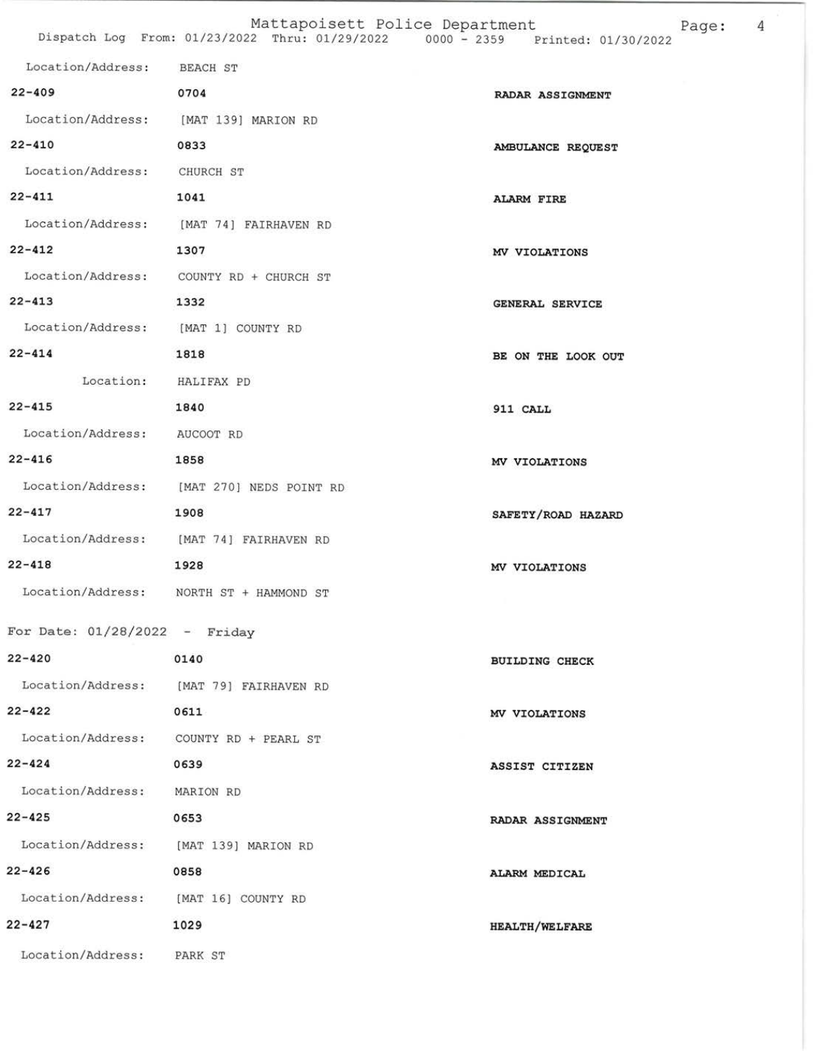Location/Address: BEACH ST

| Call # | Time | Call Reason |
|---|---|---|
| 22-409 | 0704 | RADAR ASSIGNMENT |
| Location/Address: | [MAT 139] MARION RD | |
| 22-410 | 0833 | AMBULANCE REQUEST |
| Location/Address: | CHURCH ST | |
| 22-411 | 1041 | ALARM FIRE |
| Location/Address: | [MAT 74] FAIRHAVEN RD | |
| 22-412 | 1307 | MV VIOLATIONS |
| Location/Address: | COUNTY RD + CHURCH ST | |
| 22-413 | 1332 | GENERAL SERVICE |
| Location/Address: | [MAT 1] COUNTY RD | |
| 22-414 | 1818 | BE ON THE LOOK OUT |
| Location: | HALIFAX PD | |
| 22-415 | 1840 | 911 CALL |
| Location/Address: | AUCOOT RD | |
| 22-416 | 1858 | MV VIOLATIONS |
| Location/Address: | [MAT 270] NEDS POINT RD | |
| 22-417 | 1908 | SAFETY/ROAD HAZARD |
| Location/Address: | [MAT 74] FAIRHAVEN RD | |
| 22-418 | 1928 | MV VIOLATIONS |
| Location/Address: | NORTH ST + HAMMOND ST | |

For Date: 01/28/2022 - Friday

| Call # | Time | Call Reason |
|---|---|---|
| 22-420 | 0140 | BUILDING CHECK |
| Location/Address: | [MAT 79] FAIRHAVEN RD | |
| 22-422 | 0611 | MV VIOLATIONS |
| Location/Address: | COUNTY RD + PEARL ST | |
| 22-424 | 0639 | ASSIST CITIZEN |
| Location/Address: | MARION RD | |
| 22-425 | 0653 | RADAR ASSIGNMENT |
| Location/Address: | [MAT 139] MARION RD | |
| 22-426 | 0858 | ALARM MEDICAL |
| Location/Address: | [MAT 16] COUNTY RD | |
| 22-427 | 1029 | HEALTH/WELFARE |
| Location/Address: | PARK ST | |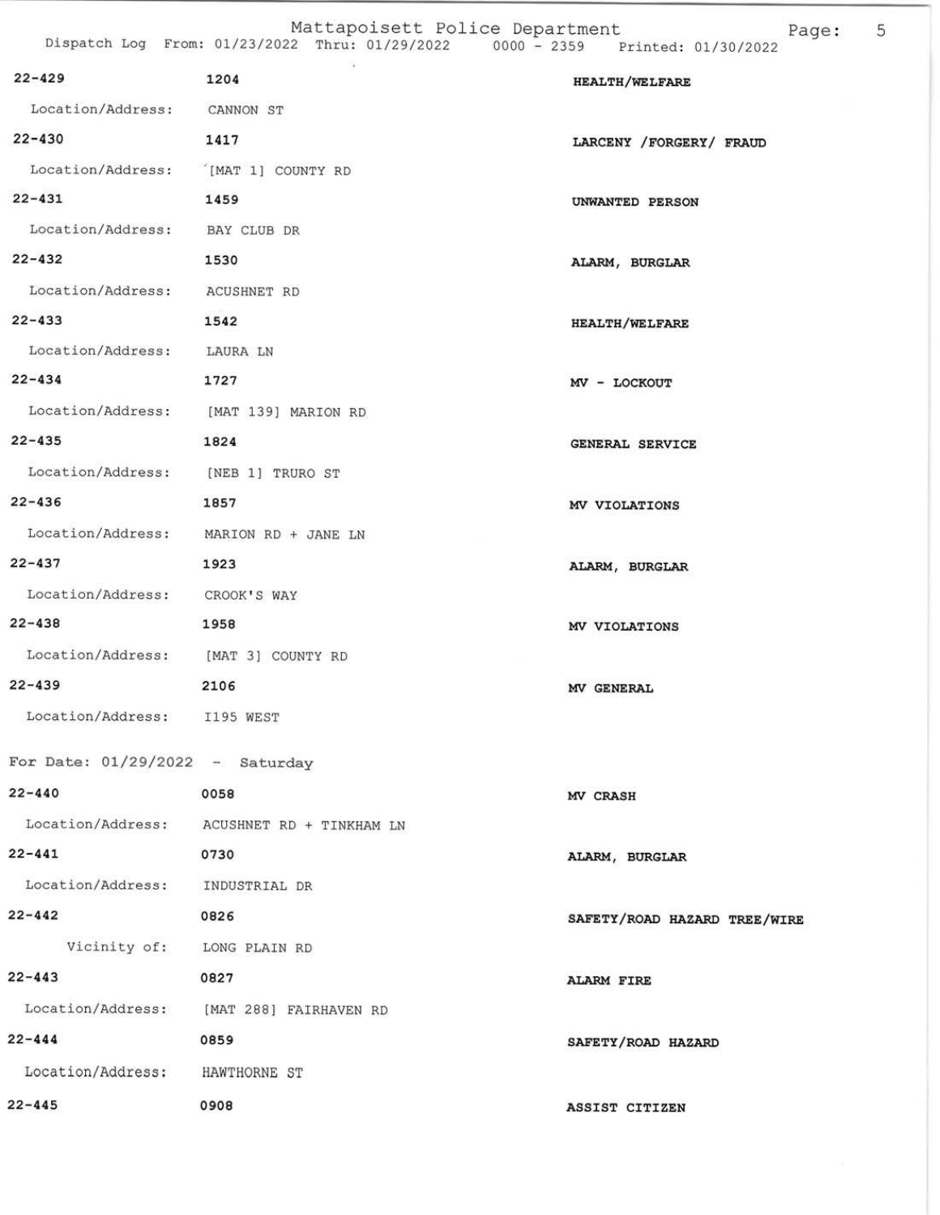22-429 1204 HEALTH/WELFARE

Location/Address: CANNON ST

22-430 1417 LARCENY /FORGERY/ FRAUD

Location/Address: [MAT 1] COUNTY RD

22-431 1459 UNWANTED PERSON

Location/Address: BAY CLUB DR

22-432 1530 ALARM, BURGLAR

Location/Address: ACUSHNET RD

22-433 1542 HEALTH/WELFARE

Location/Address: LAURA LN

22-434 1727 MV - LOCKOUT

Location/Address: [MAT 139] MARION RD

22-435 1824 GENERAL SERVICE

Location/Address: [NEB 1] TRURO ST

22-436 1857 MV VIOLATIONS

Location/Address: MARION RD + JANE LN

22-437 1923 ALARM, BURGLAR

Location/Address: CROOK'S WAY

22-438 1958 MV VIOLATIONS

Location/Address: [MAT 3] COUNTY RD

22-439 2106 MV GENERAL

Location/Address: I195 WEST

For Date: 01/29/2022 - Saturday

22-440 0058 MV CRASH

Location/Address: ACUSHNET RD + TINKHAM LN

22-441 0730 ALARM, BURGLAR

Location/Address: INDUSTRIAL DR

22-442 0826 SAFETY/ROAD HAZARD TREE/WIRE

Vicinity of: LONG PLAIN RD

22-443 0827 ALARM FIRE

Location/Address: [MAT 288] FAIRHAVEN RD

22-444 0859 SAFETY/ROAD HAZARD

Location/Address: HAWTHORNE ST

22-445 0908 ASSIST CITIZEN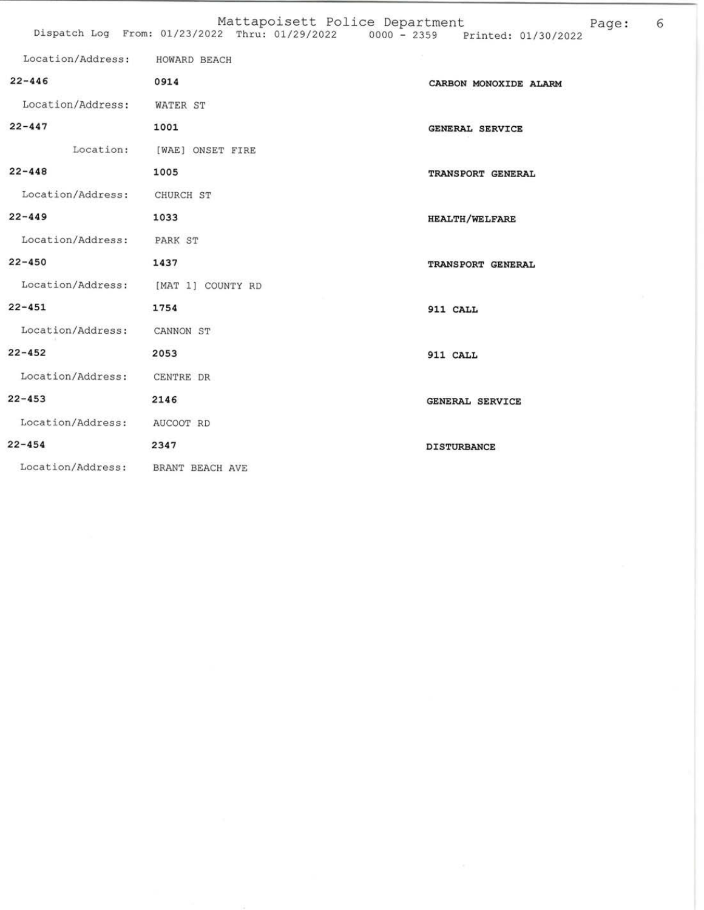Location/Address: HOWARD BEACH

| | | |
|---|---|---|
| **22-446** | **0914** | **CARBON MONOXIDE ALARM** |
| Location/Address: | WATER ST | |
| **22-447** | **1001** | **GENERAL SERVICE** |
| Location: | [WAE] ONSET FIRE | |
| **22-448** | **1005** | **TRANSPORT GENERAL** |
| Location/Address: | CHURCH ST | |
| **22-449** | **1033** | **HEALTH/WELFARE** |
| Location/Address: | PARK ST | |
| **22-450** | **1437** | **TRANSPORT GENERAL** |
| Location/Address: | [MAT 1] COUNTY RD | |
| **22-451** | **1754** | **911 CALL** |
| Location/Address: | CANNON ST | |
| **22-452** | **2053** | **911 CALL** |
| Location/Address: | CENTRE DR | |
| **22-453** | **2146** | **GENERAL SERVICE** |
| Location/Address: | AUCOOT RD | |
| **22-454** | **2347** | **DISTURBANCE** |
| Location/Address: | BRANT BEACH AVE | |